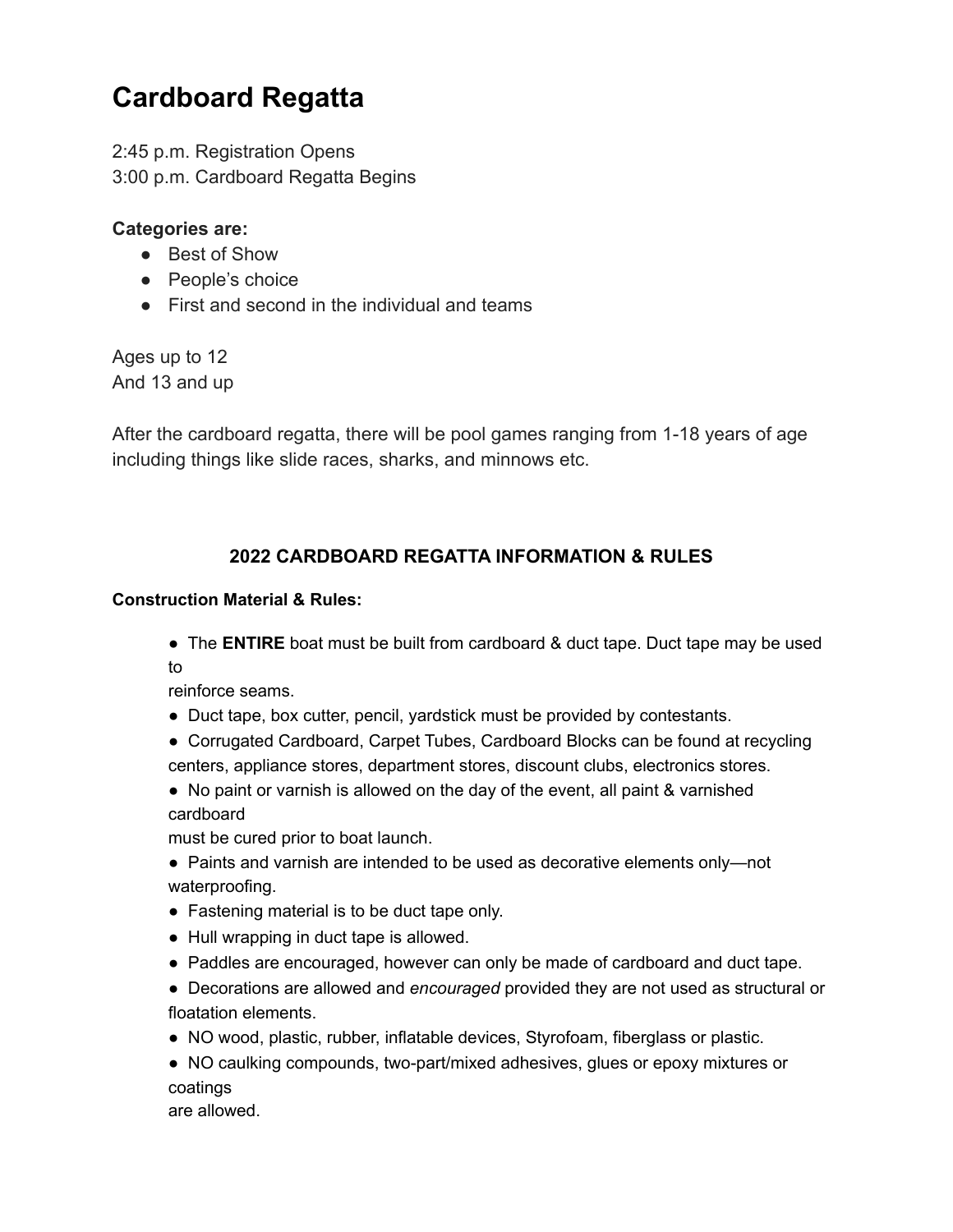# Cardboard Regatta

2:45 p.m. Registration Opens
3:00 p.m. Cardboard Regatta Begins

**Categories are:**

- Best of Show
- People's choice
- First and second in the individual and teams

Ages up to 12
And 13 and up

After the cardboard regatta, there will be pool games ranging from 1-18 years of age including things like slide races, sharks, and minnows etc.

## 2022 CARDBOARD REGATTA INFORMATION & RULES

**Construction Material & Rules:**

- The **ENTIRE** boat must be built from cardboard & duct tape. Duct tape may be used to reinforce seams.
- Duct tape, box cutter, pencil, yardstick must be provided by contestants.
- Corrugated Cardboard, Carpet Tubes, Cardboard Blocks can be found at recycling centers, appliance stores, department stores, discount clubs, electronics stores.
- No paint or varnish is allowed on the day of the event, all paint & varnished cardboard must be cured prior to boat launch.
- Paints and varnish are intended to be used as decorative elements only—not waterproofing.
- Fastening material is to be duct tape only.
- Hull wrapping in duct tape is allowed.
- Paddles are encouraged, however can only be made of cardboard and duct tape.
- Decorations are allowed and *encouraged* provided they are not used as structural or floatation elements.
- NO wood, plastic, rubber, inflatable devices, Styrofoam, fiberglass or plastic.
- NO caulking compounds, two-part/mixed adhesives, glues or epoxy mixtures or coatings are allowed.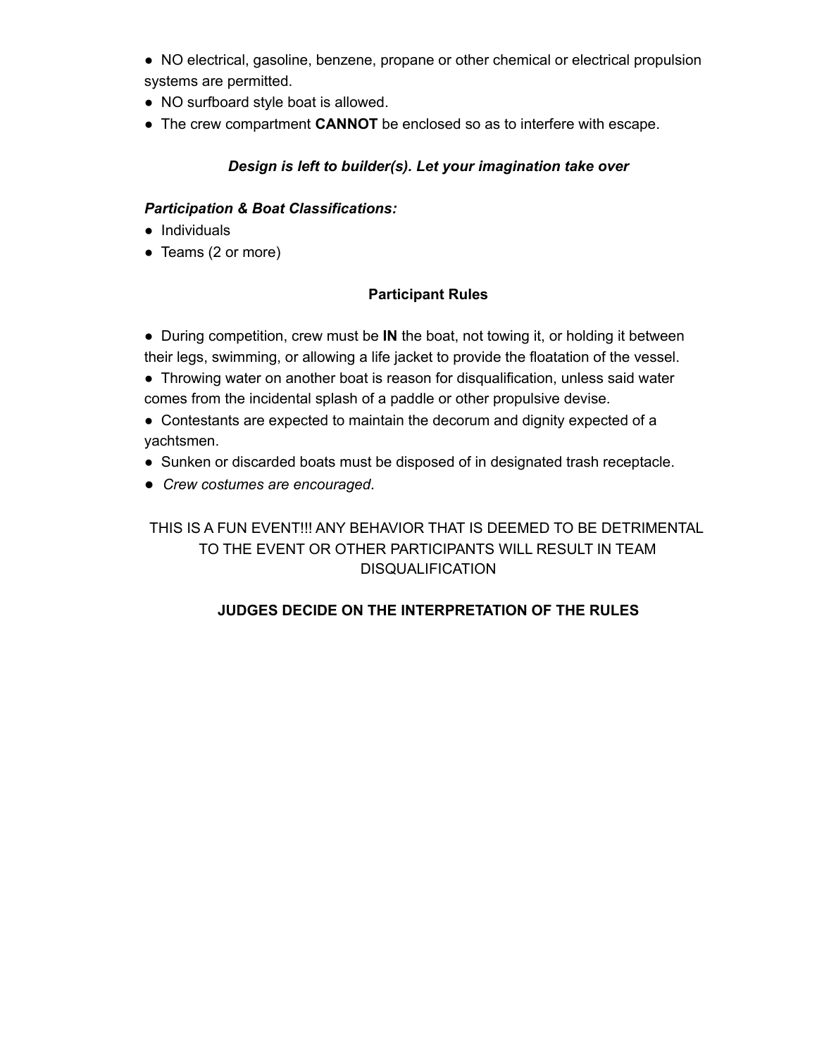- NO electrical, gasoline, benzene, propane or other chemical or electrical propulsion systems are permitted.
- NO surfboard style boat is allowed.
- The crew compartment **CANNOT** be enclosed so as to interfere with escape.

***Design is left to builder(s). Let your imagination take over***

***Participation & Boat Classifications:***

- Individuals
- Teams (2 or more)

**Participant Rules**

- During competition, crew must be **IN** the boat, not towing it, or holding it between their legs, swimming, or allowing a life jacket to provide the floatation of the vessel.
- Throwing water on another boat is reason for disqualification, unless said water comes from the incidental splash of a paddle or other propulsive devise.
- Contestants are expected to maintain the decorum and dignity expected of a yachtsmen.
- Sunken or discarded boats must be disposed of in designated trash receptacle.
- *Crew costumes are encouraged.*

THIS IS A FUN EVENT!!! ANY BEHAVIOR THAT IS DEEMED TO BE DETRIMENTAL TO THE EVENT OR OTHER PARTICIPANTS WILL RESULT IN TEAM DISQUALIFICATION

**JUDGES DECIDE ON THE INTERPRETATION OF THE RULES**